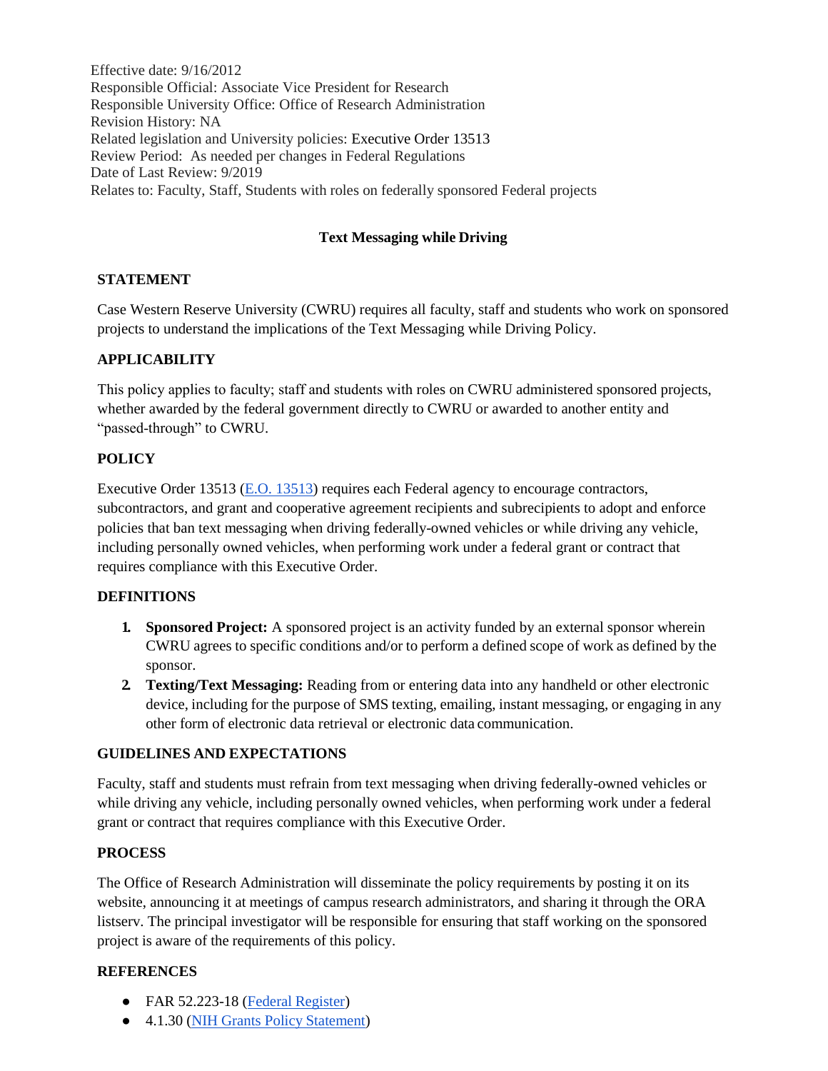Effective date: 9/16/2012
Responsible Official: Associate Vice President for Research
Responsible University Office: Office of Research Administration
Revision History: NA
Related legislation and University policies: Executive Order 13513
Review Period: As needed per changes in Federal Regulations
Date of Last Review: 9/2019
Relates to: Faculty, Staff, Students with roles on federally sponsored Federal projects

# Text Messaging while Driving

## STATEMENT

Case Western Reserve University (CWRU) requires all faculty, staff and students who work on sponsored projects to understand the implications of the Text Messaging while Driving Policy.

## APPLICABILITY

This policy applies to faculty; staff and students with roles on CWRU administered sponsored projects, whether awarded by the federal government directly to CWRU or awarded to another entity and "passed-through" to CWRU.

## POLICY

Executive Order 13513 (E.O. 13513) requires each Federal agency to encourage contractors, subcontractors, and grant and cooperative agreement recipients and subrecipients to adopt and enforce policies that ban text messaging when driving federally-owned vehicles or while driving any vehicle, including personally owned vehicles, when performing work under a federal grant or contract that requires compliance with this Executive Order.

## DEFINITIONS

1. **Sponsored Project:** A sponsored project is an activity funded by an external sponsor wherein CWRU agrees to specific conditions and/or to perform a defined scope of work as defined by the sponsor.
2. **Texting/Text Messaging:** Reading from or entering data into any handheld or other electronic device, including for the purpose of SMS texting, emailing, instant messaging, or engaging in any other form of electronic data retrieval or electronic data communication.

## GUIDELINES AND EXPECTATIONS

Faculty, staff and students must refrain from text messaging when driving federally-owned vehicles or while driving any vehicle, including personally owned vehicles, when performing work under a federal grant or contract that requires compliance with this Executive Order.

## PROCESS

The Office of Research Administration will disseminate the policy requirements by posting it on its website, announcing it at meetings of campus research administrators, and sharing it through the ORA listserv. The principal investigator will be responsible for ensuring that staff working on the sponsored project is aware of the requirements of this policy.

## REFERENCES

- FAR 52.223-18 (Federal Register)
- 4.1.30 (NIH Grants Policy Statement)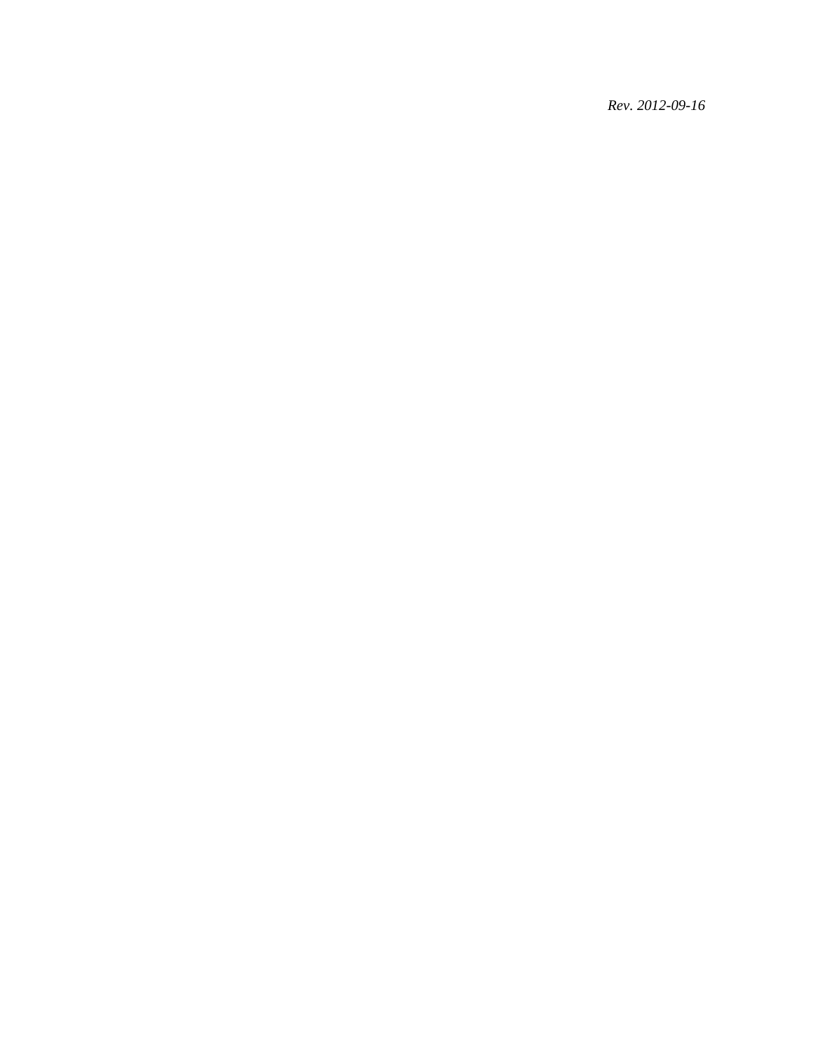*Rev. 2012-09-16*